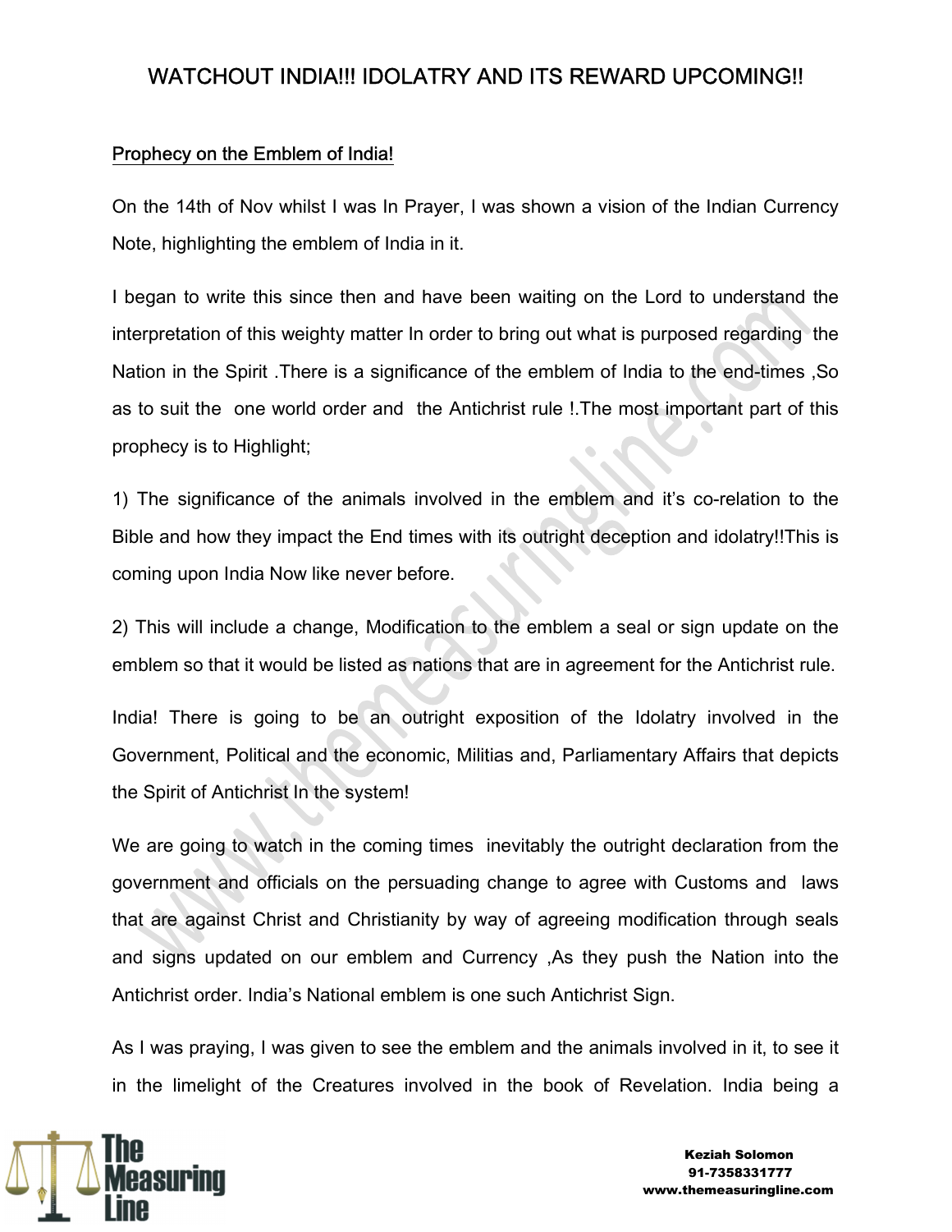# WATCHOUT INDIA!!! IDOLATRY AND ITS REWARD UPCOMING!!

## Prophecy on the Emblem of India!

On the 14th of Nov whilst I was In Prayer, I was shown a vision of the Indian Currency Note, highlighting the emblem of India in it.

I began to write this since then and have been waiting on the Lord to understand the interpretation of this weighty matter In order to bring out what is purposed regarding the Nation in the Spirit .There is a significance of the emblem of India to the end-times ,So as to suit the one world order and the Antichrist rule !.The most important part of this prophecy is to Highlight;

1) The significance of the animals involved in the emblem and it's co-relation to the Bible and how they impact the End times with its outright deception and idolatry!!This is coming upon India Now like never before.

2) This will include a change, Modification to the emblem a seal or sign update on the emblem so that it would be listed as nations that are in agreement for the Antichrist rule.

India! There is going to be an outright exposition of the Idolatry involved in the Government, Political and the economic, Militias and, Parliamentary Affairs that depicts the Spirit of Antichrist In the system!

We are going to watch in the coming times inevitably the outright declaration from the government and officials on the persuading change to agree with Customs and laws that are against Christ and Christianity by way of agreeing modification through seals and signs updated on our emblem and Currency ,As they push the Nation into the Antichrist order. India's National emblem is one such Antichrist Sign.

As I was praying, I was given to see the emblem and the animals involved in it, to see it in the limelight of the Creatures involved in the book of Revelation. India being a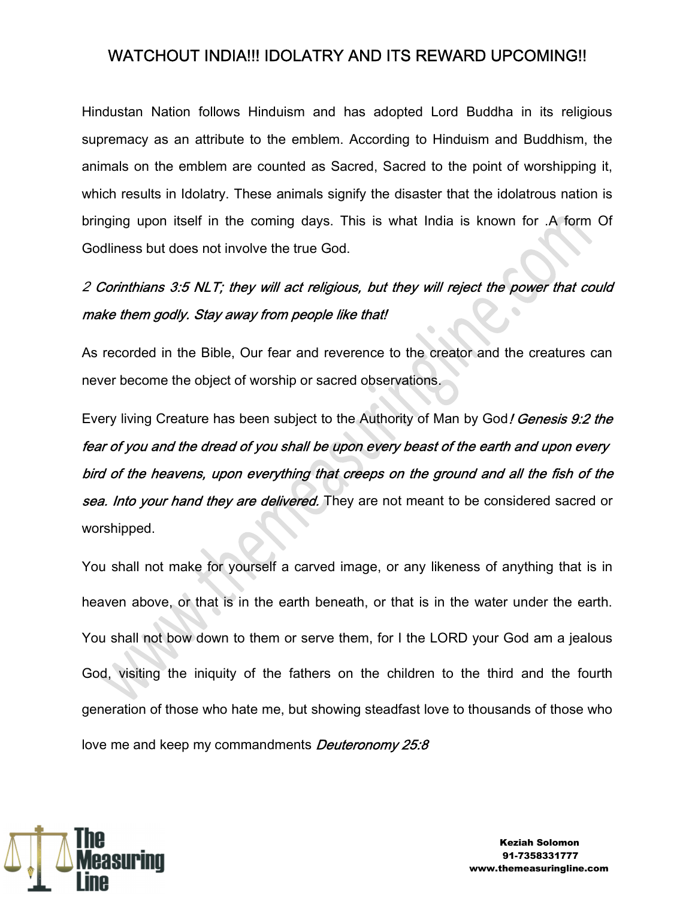# WATCHOUT INDIA!!! IDOLATRY AND ITS REWARD UPCOMING!!

Hindustan Nation follows Hinduism and has adopted Lord Buddha in its religious supremacy as an attribute to the emblem. According to Hinduism and Buddhism, the animals on the emblem are counted as Sacred, Sacred to the point of worshipping it, which results in Idolatry. These animals signify the disaster that the idolatrous nation is bringing upon itself in the coming days. This is what India is known for .A form Of Godliness but does not involve the true God.

*2 Corinthians 3:5 NLT; they will act religious, but they will reject the power that could make them godly. Stay away from people like that!*

As recorded in the Bible, Our fear and reverence to the creator and the creatures can never become the object of worship or sacred observations.

Every living Creature has been subject to the Authority of Man by God*! Genesis 9:2 the fear of you and the dread of you shall be upon every beast of the earth and upon every bird of the heavens, upon everything that creeps on the ground and all the fish of the sea. Into your hand they are delivered.* They are not meant to be considered sacred or worshipped.

You shall not make for yourself a carved image, or any likeness of anything that is in heaven above, or that is in the earth beneath, or that is in the water under the earth. You shall not bow down to them or serve them, for I the LORD your God am a jealous God, visiting the iniquity of the fathers on the children to the third and the fourth generation of those who hate me, but showing steadfast love to thousands of those who love me and keep my commandments *Deuteronomy 25:8*

Keziah Solomon
91-7358331777
www.themeasuringline.com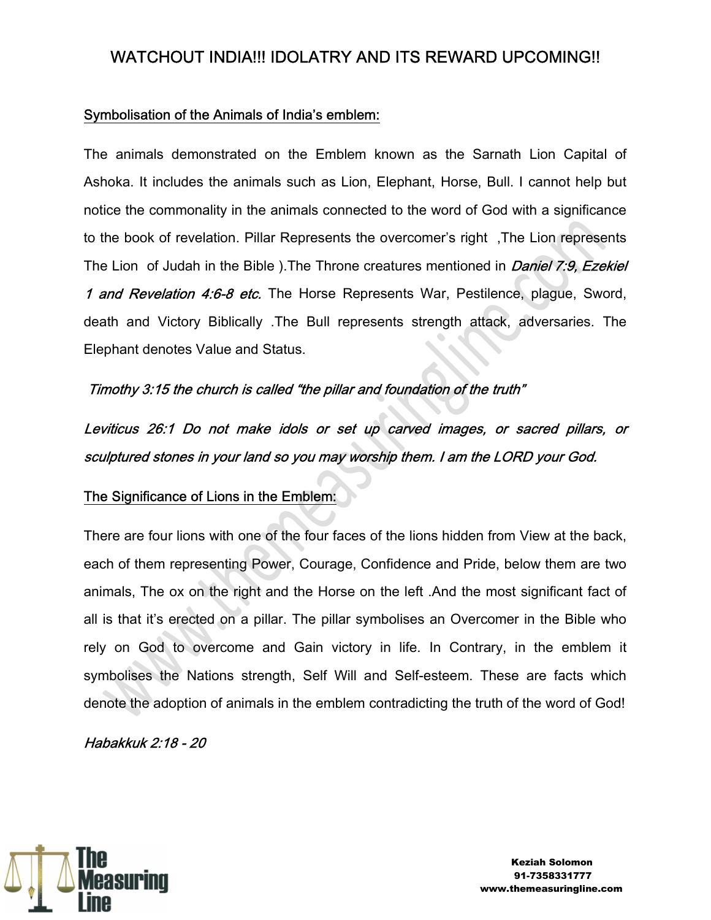# WATCHOUT INDIA!!! IDOLATRY AND ITS REWARD UPCOMING!!

## Symbolisation of the Animals of India's emblem:

The animals demonstrated on the Emblem known as the Sarnath Lion Capital of Ashoka. It includes the animals such as Lion, Elephant, Horse, Bull. I cannot help but notice the commonality in the animals connected to the word of God with a significance to the book of revelation. Pillar Represents the overcomer's right ,The Lion represents The Lion of Judah in the Bible ).The Throne creatures mentioned in *Daniel 7:9, Ezekiel 1 and Revelation 4:6-8 etc.* The Horse Represents War, Pestilence, plague, Sword, death and Victory Biblically .The Bull represents strength attack, adversaries. The Elephant denotes Value and Status.

*Timothy 3:15 the church is called "the pillar and foundation of the truth"*

*Leviticus 26:1 Do not make idols or set up carved images, or sacred pillars, or sculptured stones in your land so you may worship them. I am the LORD your God.*

## The Significance of Lions in the Emblem:

There are four lions with one of the four faces of the lions hidden from View at the back, each of them representing Power, Courage, Confidence and Pride, below them are two animals, The ox on the right and the Horse on the left .And the most significant fact of all is that it's erected on a pillar. The pillar symbolises an Overcomer in the Bible who rely on God to overcome and Gain victory in life. In Contrary, in the emblem it symbolises the Nations strength, Self Will and Self-esteem. These are facts which denote the adoption of animals in the emblem contradicting the truth of the word of God!

*Habakkuk 2:18 - 20*

Keziah Solomon
91-7358331777
www.themeasuringline.com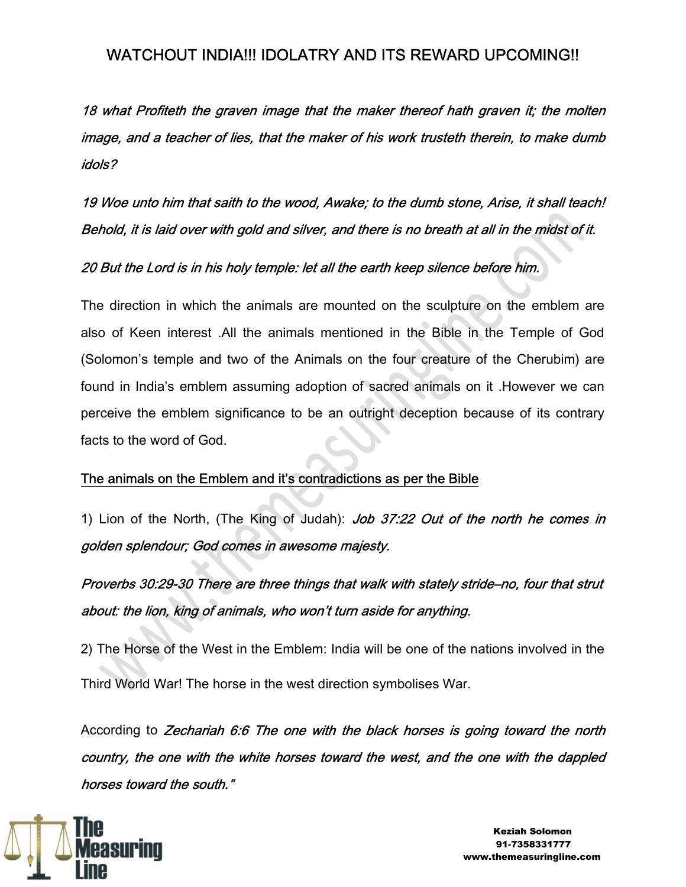# WATCHOUT INDIA!!! IDOLATRY AND ITS REWARD UPCOMING!!

*18 what Profiteth the graven image that the maker thereof hath graven it; the molten image, and a teacher of lies, that the maker of his work trusteth therein, to make dumb idols?*

*19 Woe unto him that saith to the wood, Awake; to the dumb stone, Arise, it shall teach! Behold, it is laid over with gold and silver, and there is no breath at all in the midst of it.*

*20 But the Lord is in his holy temple: let all the earth keep silence before him.*

The direction in which the animals are mounted on the sculpture on the emblem are also of Keen interest .All the animals mentioned in the Bible in the Temple of God (Solomon's temple and two of the Animals on the four creature of the Cherubim) are found in India's emblem assuming adoption of sacred animals on it .However we can perceive the emblem significance to be an outright deception because of its contrary facts to the word of God.

<u>The animals on the Emblem and it's contradictions as per the Bible</u>

1) Lion of the North, (The King of Judah): *Job 37:22 Out of the north he comes in golden splendour; God comes in awesome majesty.*

*Proverbs 30:29-30 There are three things that walk with stately stride–no, four that strut about: the lion, king of animals, who won't turn aside for anything.*

2) The Horse of the West in the Emblem: India will be one of the nations involved in the Third World War! The horse in the west direction symbolises War.

According to *Zechariah 6:6 The one with the black horses is going toward the north country, the one with the white horses toward the west, and the one with the dappled horses toward the south."*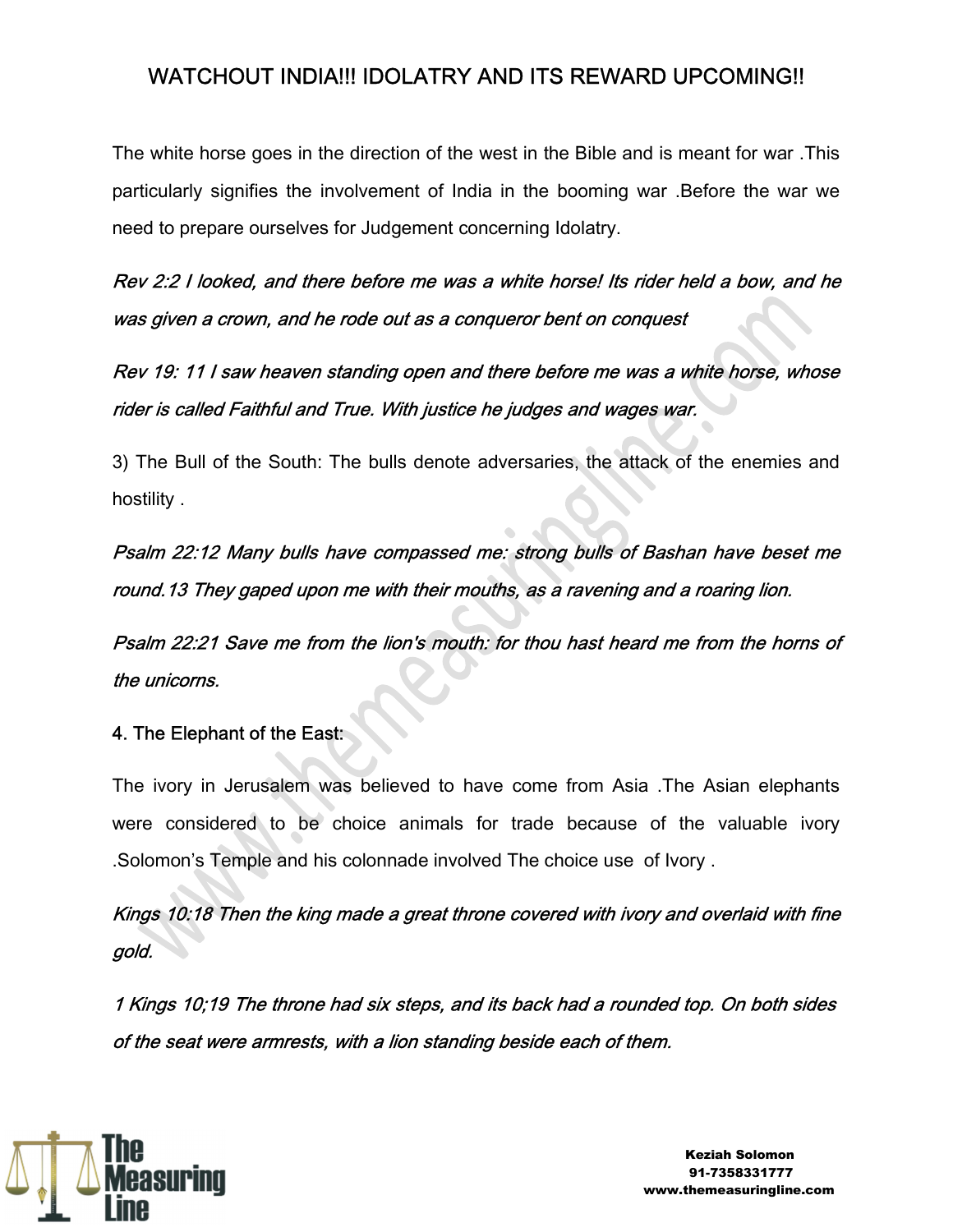## WATCHOUT INDIA!!! IDOLATRY AND ITS REWARD UPCOMING!!

The white horse goes in the direction of the west in the Bible and is meant for war .This particularly signifies the involvement of India in the booming war .Before the war we need to prepare ourselves for Judgement concerning Idolatry.

*Rev 2:2 I looked, and there before me was a white horse! Its rider held a bow, and he was given a crown, and he rode out as a conqueror bent on conquest*

*Rev 19: 11 I saw heaven standing open and there before me was a white horse, whose rider is called Faithful and True. With justice he judges and wages war.*

3) The Bull of the South: The bulls denote adversaries, the attack of the enemies and hostility .

*Psalm 22:12 Many bulls have compassed me: strong bulls of Bashan have beset me round.13 They gaped upon me with their mouths, as a ravening and a roaring lion.*

*Psalm 22:21 Save me from the lion's mouth: for thou hast heard me from the horns of the unicorns.*

4. The Elephant of the East:

The ivory in Jerusalem was believed to have come from Asia .The Asian elephants were considered to be choice animals for trade because of the valuable ivory .Solomon's Temple and his colonnade involved The choice use of Ivory .

*Kings 10:18 Then the king made a great throne covered with ivory and overlaid with fine gold.*

*1 Kings 10;19 The throne had six steps, and its back had a rounded top. On both sides of the seat were armrests, with a lion standing beside each of them.*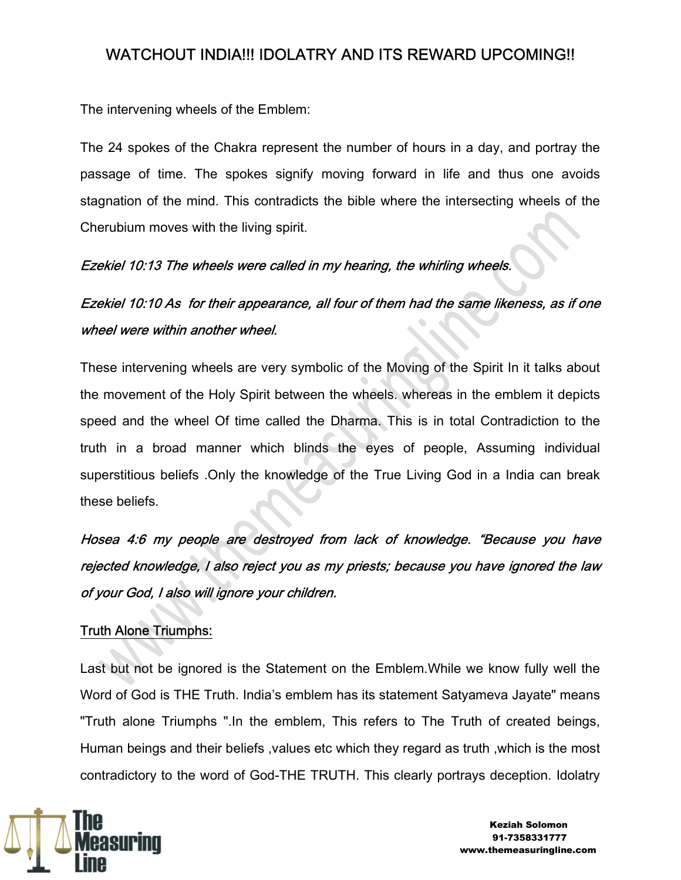# WATCHOUT INDIA!!! IDOLATRY AND ITS REWARD UPCOMING!!

The intervening wheels of the Emblem:

The 24 spokes of the Chakra represent the number of hours in a day, and portray the passage of time. The spokes signify moving forward in life and thus one avoids stagnation of the mind. This contradicts the bible where the intersecting wheels of the Cherubium moves with the living spirit.

*Ezekiel 10:13 The wheels were called in my hearing, the whirling wheels.*

*Ezekiel 10:10 As for their appearance, all four of them had the same likeness, as if one wheel were within another wheel.*

These intervening wheels are very symbolic of the Moving of the Spirit In it talks about the movement of the Holy Spirit between the wheels. whereas in the emblem it depicts speed and the wheel Of time called the Dharma. This is in total Contradiction to the truth in a broad manner which blinds the eyes of people, Assuming individual superstitious beliefs .Only the knowledge of the True Living God in a India can break these beliefs.

*Hosea 4:6 my people are destroyed from lack of knowledge. "Because you have rejected knowledge, I also reject you as my priests; because you have ignored the law of your God, I also will ignore your children.*

<u>Truth Alone Triumphs:</u>

Last but not be ignored is the Statement on the Emblem.While we know fully well the Word of God is THE Truth. India's emblem has its statement Satyameva Jayate" means "Truth alone Triumphs ".In the emblem, This refers to The Truth of created beings, Human beings and their beliefs ,values etc which they regard as truth ,which is the most contradictory to the word of God-THE TRUTH. This clearly portrays deception. Idolatry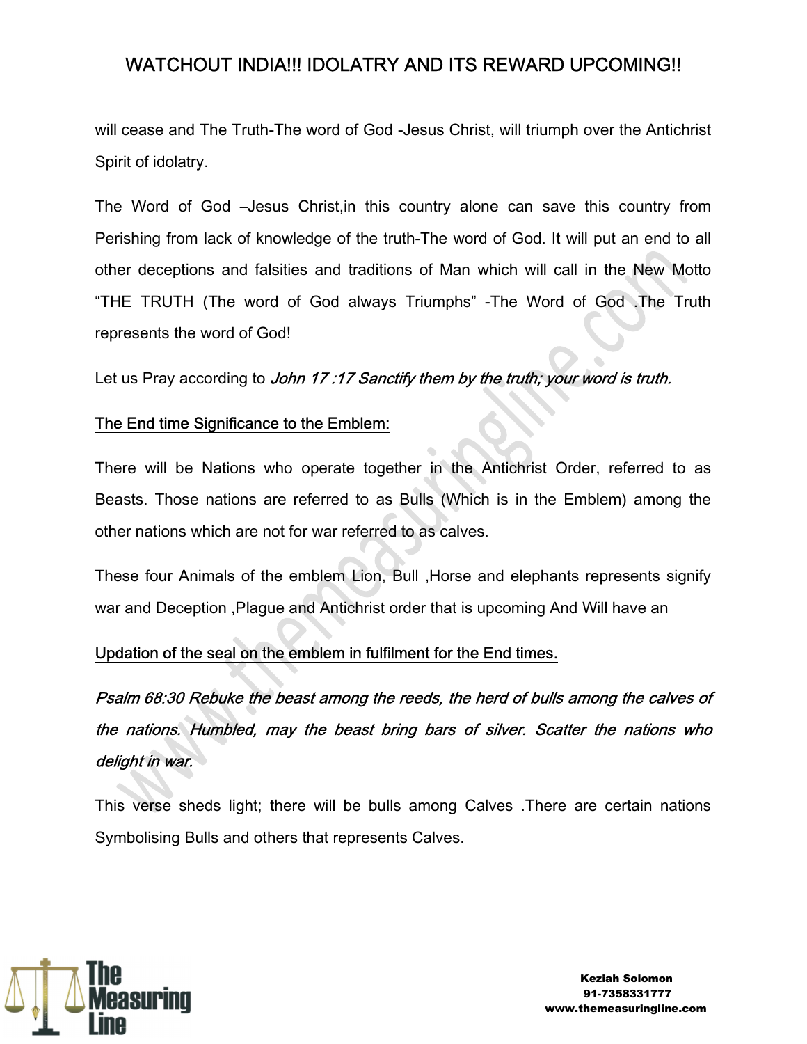will cease and The Truth-The word of God -Jesus Christ, will triumph over the Antichrist Spirit of idolatry.

The Word of God –Jesus Christ,in this country alone can save this country from Perishing from lack of knowledge of the truth-The word of God. It will put an end to all other deceptions and falsities and traditions of Man which will call in the New Motto "THE TRUTH (The word of God always Triumphs" -The Word of God .The Truth represents the word of God!

Let us Pray according to *John 17 :17 Sanctify them by the truth; your word is truth.*

<u>The End time Significance to the Emblem:</u>

There will be Nations who operate together in the Antichrist Order, referred to as Beasts. Those nations are referred to as Bulls (Which is in the Emblem) among the other nations which are not for war referred to as calves.

These four Animals of the emblem Lion, Bull ,Horse and elephants represents signify war and Deception ,Plague and Antichrist order that is upcoming And Will have an

<u>Updation of the seal on the emblem in fulfilment for the End times.</u>

*Psalm 68:30 Rebuke the beast among the reeds, the herd of bulls among the calves of the nations. Humbled, may the beast bring bars of silver. Scatter the nations who delight in war.*

This verse sheds light; there will be bulls among Calves .There are certain nations Symbolising Bulls and others that represents Calves.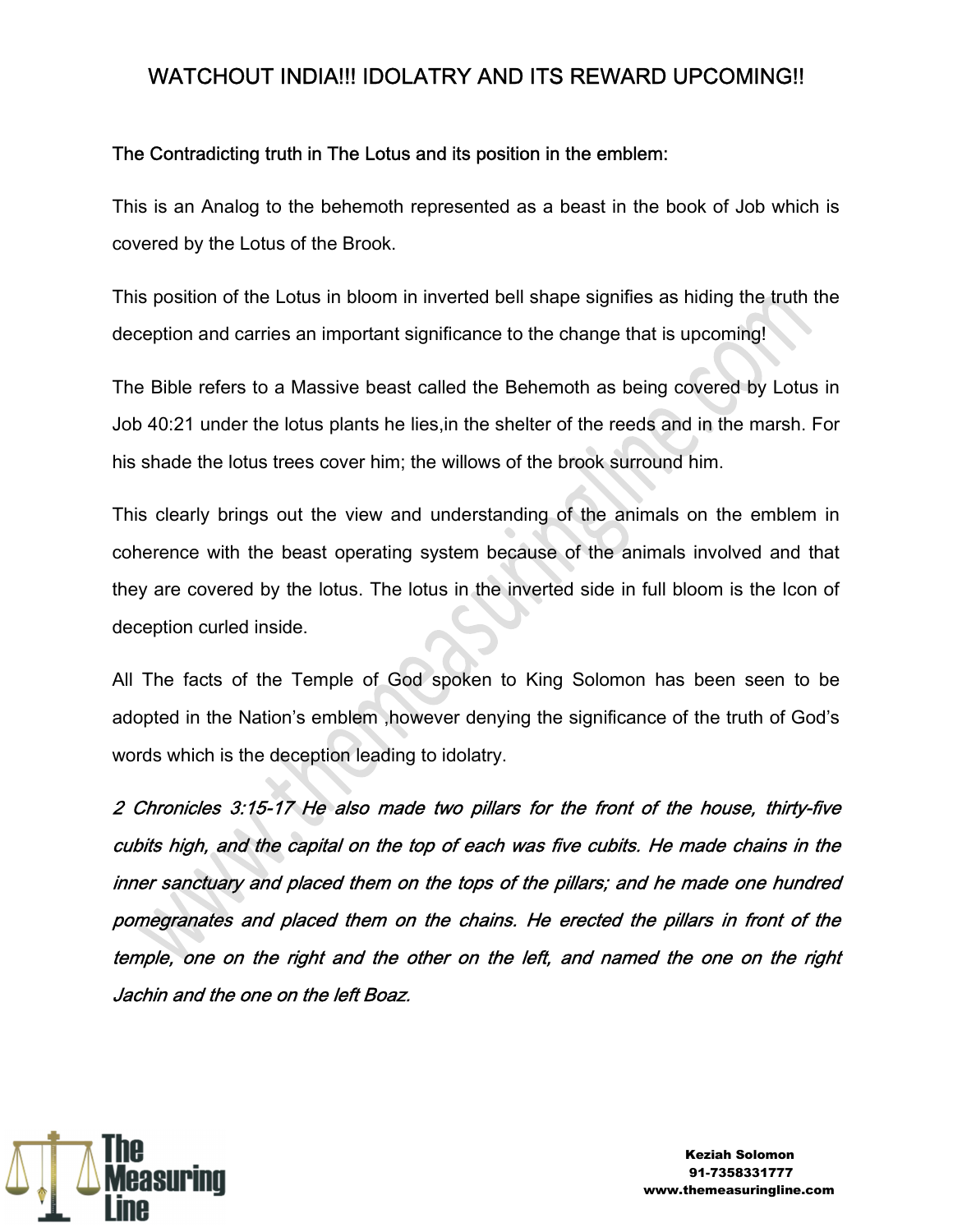# WATCHOUT INDIA!!! IDOLATRY AND ITS REWARD UPCOMING!!

**The Contradicting truth in The Lotus and its position in the emblem:**

This is an Analog to the behemoth represented as a beast in the book of Job which is covered by the Lotus of the Brook.

This position of the Lotus in bloom in inverted bell shape signifies as hiding the truth the deception and carries an important significance to the change that is upcoming!

The Bible refers to a Massive beast called the Behemoth as being covered by Lotus in Job 40:21 under the lotus plants he lies,in the shelter of the reeds and in the marsh. For his shade the lotus trees cover him; the willows of the brook surround him.

This clearly brings out the view and understanding of the animals on the emblem in coherence with the beast operating system because of the animals involved and that they are covered by the lotus. The lotus in the inverted side in full bloom is the Icon of deception curled inside.

All The facts of the Temple of God spoken to King Solomon has been seen to be adopted in the Nation's emblem ,however denying the significance of the truth of God's words which is the deception leading to idolatry.

*2 Chronicles 3:15-17 He also made two pillars for the front of the house, thirty-five cubits high, and the capital on the top of each was five cubits. He made chains in the inner sanctuary and placed them on the tops of the pillars; and he made one hundred pomegranates and placed them on the chains. He erected the pillars in front of the temple, one on the right and the other on the left, and named the one on the right Jachin and the one on the left Boaz.*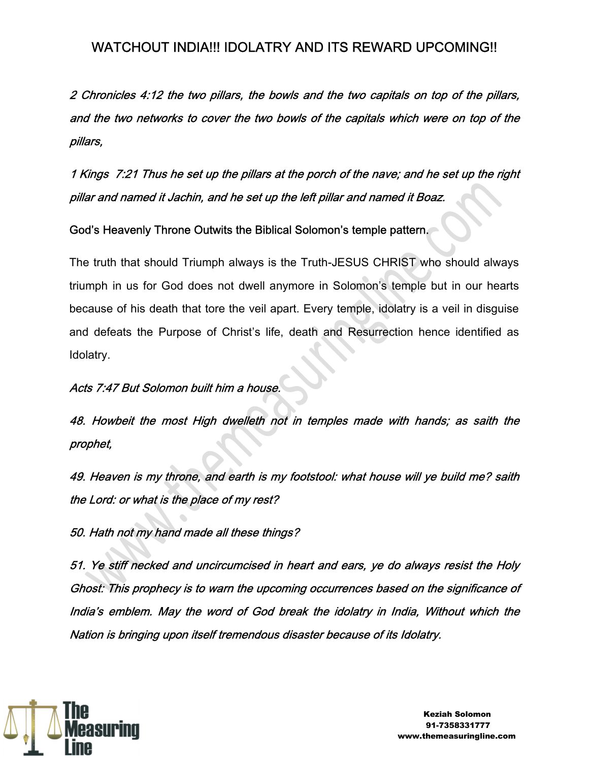# WATCHOUT INDIA!!! IDOLATRY AND ITS REWARD UPCOMING!!

*2 Chronicles 4:12 the two pillars, the bowls and the two capitals on top of the pillars, and the two networks to cover the two bowls of the capitals which were on top of the pillars,*

*1 Kings 7:21 Thus he set up the pillars at the porch of the nave; and he set up the right pillar and named it Jachin, and he set up the left pillar and named it Boaz.*

God's Heavenly Throne Outwits the Biblical Solomon's temple pattern.

The truth that should Triumph always is the Truth-JESUS CHRIST who should always triumph in us for God does not dwell anymore in Solomon's temple but in our hearts because of his death that tore the veil apart. Every temple, idolatry is a veil in disguise and defeats the Purpose of Christ's life, death and Resurrection hence identified as Idolatry.

*Acts 7:47 But Solomon built him a house.*

*48. Howbeit the most High dwelleth not in temples made with hands; as saith the prophet,*

*49. Heaven is my throne, and earth is my footstool: what house will ye build me? saith the Lord: or what is the place of my rest?*

*50. Hath not my hand made all these things?*

*51. Ye stiff necked and uncircumcised in heart and ears, ye do always resist the Holy Ghost: This prophecy is to warn the upcoming occurrences based on the significance of India's emblem. May the word of God break the idolatry in India, Without which the Nation is bringing upon itself tremendous disaster because of its Idolatry.*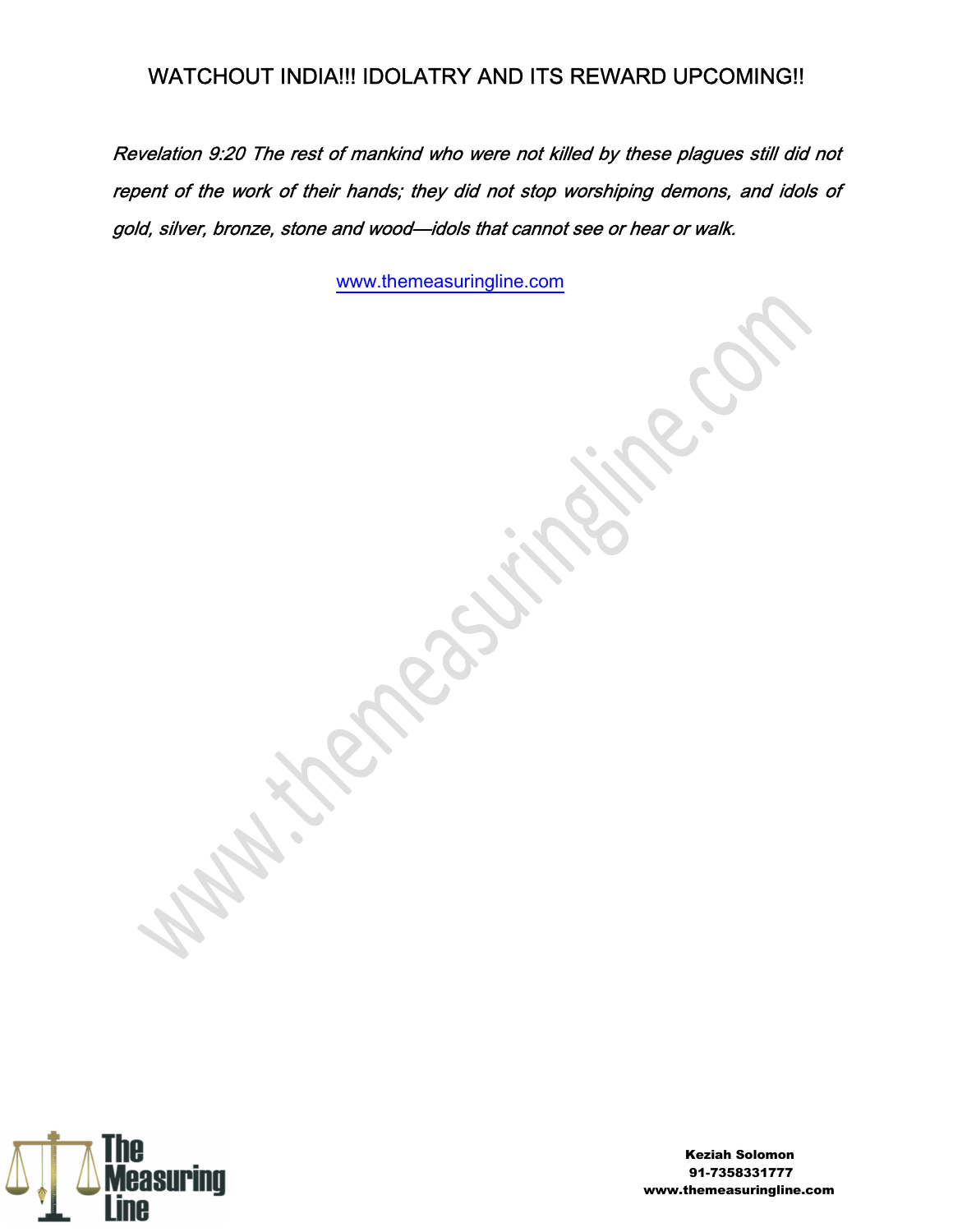# WATCHOUT INDIA!!! IDOLATRY AND ITS REWARD UPCOMING!!

*Revelation 9:20 The rest of mankind who were not killed by these plagues still did not repent of the work of their hands; they did not stop worshiping demons, and idols of gold, silver, bronze, stone and wood—idols that cannot see or hear or walk.*

www.themeasuringline.com